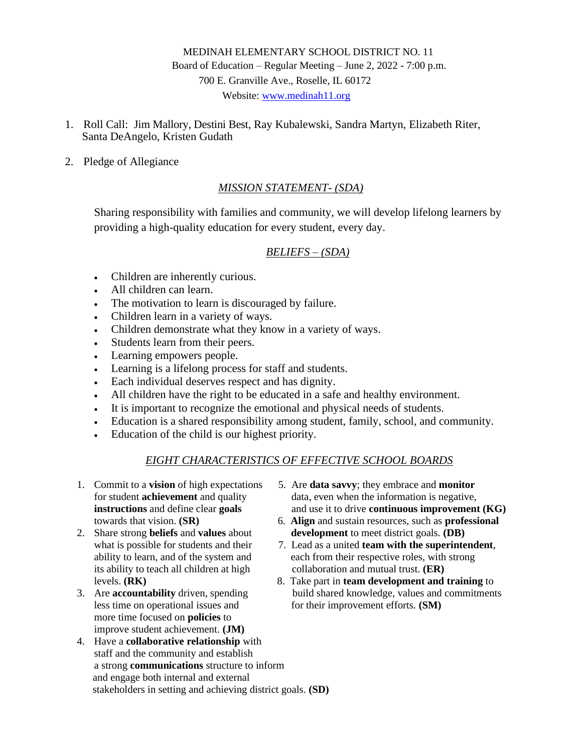MEDINAH ELEMENTARY SCHOOL DISTRICT NO. 11
Board of Education – Regular Meeting – June 2, 2022 - 7:00 p.m.
700 E. Granville Ave., Roselle, IL 60172
Website: www.medinah11.org

1. Roll Call: Jim Mallory, Destini Best, Ray Kubalewski, Sandra Martyn, Elizabeth Riter, Santa DeAngelo, Kristen Gudath

2. Pledge of Allegiance

## *MISSION STATEMENT- (SDA)*

Sharing responsibility with families and community, we will develop lifelong learners by providing a high-quality education for every student, every day.

## *BELIEFS – (SDA)*

- Children are inherently curious.
- All children can learn.
- The motivation to learn is discouraged by failure.
- Children learn in a variety of ways.
- Children demonstrate what they know in a variety of ways.
- Students learn from their peers.
- Learning empowers people.
- Learning is a lifelong process for staff and students.
- Each individual deserves respect and has dignity.
- All children have the right to be educated in a safe and healthy environment.
- It is important to recognize the emotional and physical needs of students.
- Education is a shared responsibility among student, family, school, and community.
- Education of the child is our highest priority.

## *EIGHT CHARACTERISTICS OF EFFECTIVE SCHOOL BOARDS*

1. Commit to a **vision** of high expectations for student **achievement** and quality **instructions** and define clear **goals** towards that vision. **(SR)**
2. Share strong **beliefs** and **values** about what is possible for students and their ability to learn, and of the system and its ability to teach all children at high levels. **(RK)**
3. Are **accountability** driven, spending less time on operational issues and more time focused on **policies** to improve student achievement. **(JM)**
4. Have a **collaborative relationship** with staff and the community and establish a strong **communications** structure to inform and engage both internal and external stakeholders in setting and achieving district goals. **(SD)**
5. Are **data savvy**; they embrace and **monitor** data, even when the information is negative, and use it to drive **continuous improvement (KG)**
6. **Align** and sustain resources, such as **professional development** to meet district goals. **(DB)**
7. Lead as a united **team with the superintendent**, each from their respective roles, with strong collaboration and mutual trust. **(ER)**
8. Take part in **team development and training** to build shared knowledge, values and commitments for their improvement efforts. **(SM)**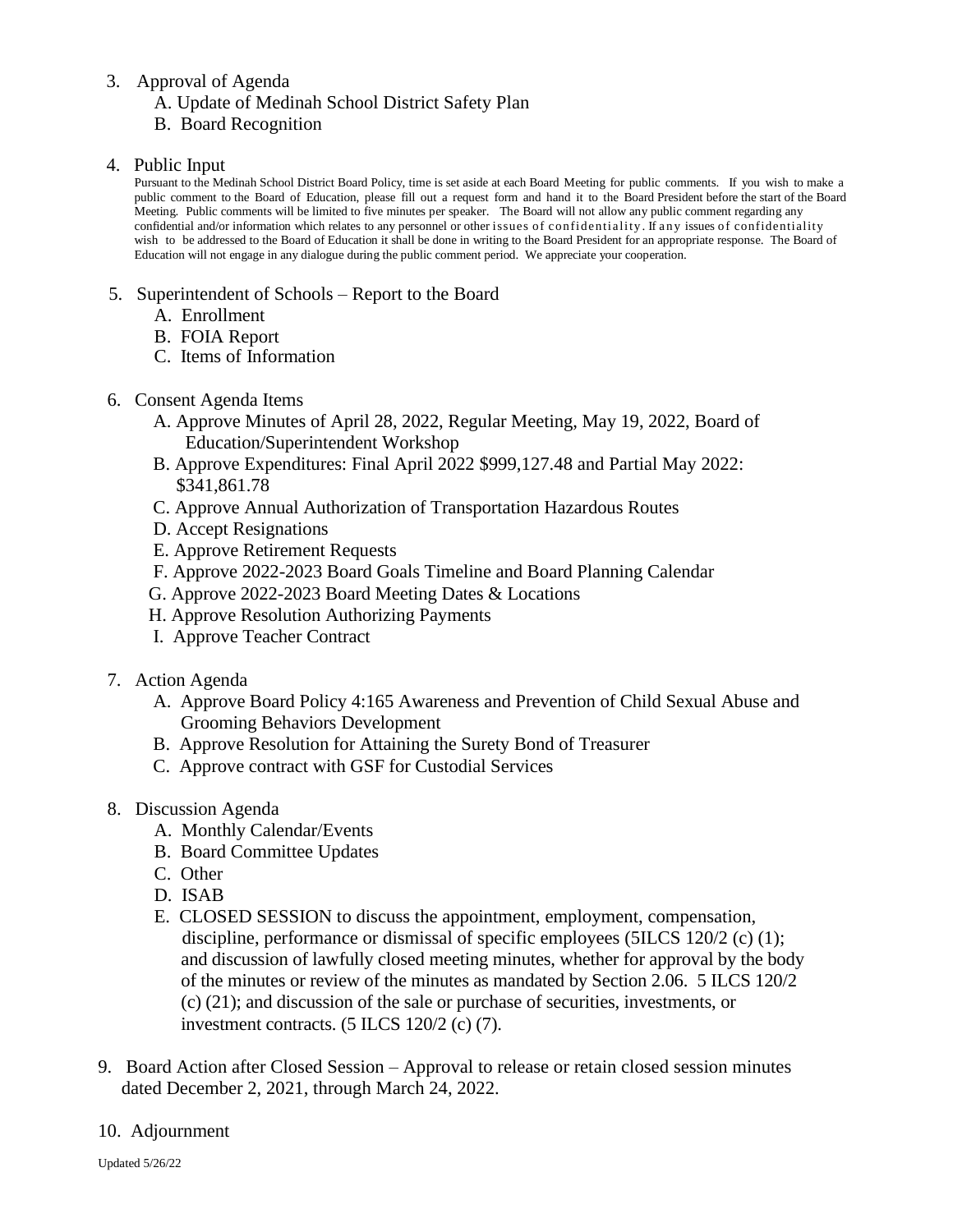3. Approval of Agenda
   - A. Update of Medinah School District Safety Plan
   - B. Board Recognition

4. Public Input

   Pursuant to the Medinah School District Board Policy, time is set aside at each Board Meeting for public comments. If you wish to make a public comment to the Board of Education, please fill out a request form and hand it to the Board President before the start of the Board Meeting. Public comments will be limited to five minutes per speaker. The Board will not allow any public comment regarding any confidential and/or information which relates to any personnel or other issues of confidentiality. If any issues of confidentiality wish to be addressed to the Board of Education it shall be done in writing to the Board President for an appropriate response. The Board of Education will not engage in any dialogue during the public comment period. We appreciate your cooperation.

5. Superintendent of Schools – Report to the Board
   - A. Enrollment
   - B. FOIA Report
   - C. Items of Information

6. Consent Agenda Items
   - A. Approve Minutes of April 28, 2022, Regular Meeting, May 19, 2022, Board of Education/Superintendent Workshop
   - B. Approve Expenditures: Final April 2022 $999,127.48 and Partial May 2022: $341,861.78
   - C. Approve Annual Authorization of Transportation Hazardous Routes
   - D. Accept Resignations
   - E. Approve Retirement Requests
   - F. Approve 2022-2023 Board Goals Timeline and Board Planning Calendar
   - G. Approve 2022-2023 Board Meeting Dates & Locations
   - H. Approve Resolution Authorizing Payments
   - I. Approve Teacher Contract

7. Action Agenda
   - A. Approve Board Policy 4:165 Awareness and Prevention of Child Sexual Abuse and Grooming Behaviors Development
   - B. Approve Resolution for Attaining the Surety Bond of Treasurer
   - C. Approve contract with GSF for Custodial Services

8. Discussion Agenda
   - A. Monthly Calendar/Events
   - B. Board Committee Updates
   - C. Other
   - D. ISAB
   - E. CLOSED SESSION to discuss the appointment, employment, compensation, discipline, performance or dismissal of specific employees (5ILCS 120/2 (c) (1); and discussion of lawfully closed meeting minutes, whether for approval by the body of the minutes or review of the minutes as mandated by Section 2.06. 5 ILCS 120/2 (c) (21); and discussion of the sale or purchase of securities, investments, or investment contracts. (5 ILCS 120/2 (c) (7).

9. Board Action after Closed Session – Approval to release or retain closed session minutes dated December 2, 2021, through March 24, 2022.

10. Adjournment

Updated 5/26/22